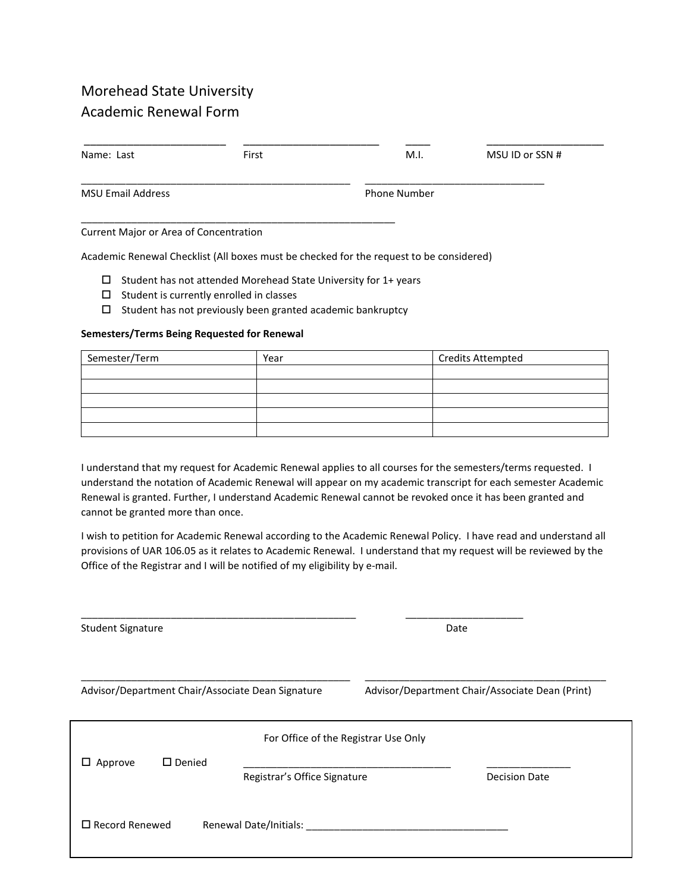# Morehead State University
## Academic Renewal Form

\_\_\_\_\_\_\_\_\_\_\_\_\_\_\_\_\_\_\_\_\_\_\_\_\_ \_\_\_\_\_\_\_\_\_\_\_\_\_\_\_\_\_\_\_\_\_\_\_\_ \_\_\_\_\_ \_\_\_\_\_\_\_\_\_\_\_\_\_\_\_\_\_\_\_\_\_

Name: Last First M.I. MSU ID or SSN #

\_\_\_\_\_\_\_\_\_\_\_\_\_\_\_\_\_\_\_\_\_\_\_\_\_\_\_\_\_\_\_\_\_\_\_\_\_\_\_\_\_\_\_\_\_\_\_\_ \_\_\_\_\_\_\_\_\_\_\_\_\_\_\_\_\_\_\_\_\_\_\_\_\_\_\_\_\_\_\_\_\_

MSU Email Address Phone Number

\_\_\_\_\_\_\_\_\_\_\_\_\_\_\_\_\_\_\_\_\_\_\_\_\_\_\_\_\_\_\_\_\_\_\_\_\_\_\_\_\_\_\_\_\_\_\_\_\_\_\_\_\_\_\_\_\_\_

Current Major or Area of Concentration

Academic Renewal Checklist (All boxes must be checked for the request to be considered)

- ☐ Student has not attended Morehead State University for 1+ years
- ☐ Student is currently enrolled in classes
- ☐ Student has not previously been granted academic bankruptcy

**Semesters/Terms Being Requested for Renewal**

| Semester/Term | Year | Credits Attempted |
|---|---|---|
| | | |
| | | |
| | | |
| | | |
| | | |

I understand that my request for Academic Renewal applies to all courses for the semesters/terms requested. I understand the notation of Academic Renewal will appear on my academic transcript for each semester Academic Renewal is granted. Further, I understand Academic Renewal cannot be revoked once it has been granted and cannot be granted more than once.

I wish to petition for Academic Renewal according to the Academic Renewal Policy. I have read and understand all provisions of UAR 106.05 as it relates to Academic Renewal. I understand that my request will be reviewed by the Office of the Registrar and I will be notified of my eligibility by e-mail.

\_\_\_\_\_\_\_\_\_\_\_\_\_\_\_\_\_\_\_\_\_\_\_\_\_\_\_\_\_\_\_\_\_\_\_\_\_\_\_\_\_\_\_\_\_\_\_\_\_ \_\_\_\_\_\_\_\_\_\_\_\_\_\_\_\_\_\_\_\_\_\_

Student Signature Date

\_\_\_\_\_\_\_\_\_\_\_\_\_\_\_\_\_\_\_\_\_\_\_\_\_\_\_\_\_\_\_\_\_\_\_\_\_\_\_\_\_\_\_\_\_\_\_\_ \_\_\_\_\_\_\_\_\_\_\_\_\_\_\_\_\_\_\_\_\_\_\_\_\_\_\_\_\_\_\_\_\_\_\_\_\_\_\_\_\_\_\_\_\_

Advisor/Department Chair/Associate Dean Signature Advisor/Department Chair/Associate Dean (Print)

---

For Office of the Registrar Use Only

☐ Approve ☐ Denied \_\_\_\_\_\_\_\_\_\_\_\_\_\_\_\_\_\_\_\_\_\_\_\_\_\_\_\_\_\_\_\_\_\_\_\_\_\_\_ \_\_\_\_\_\_\_\_\_\_\_\_\_\_\_\_

Registrar's Office Signature Decision Date

☐ Record Renewed Renewal Date/Initials: \_\_\_\_\_\_\_\_\_\_\_\_\_\_\_\_\_\_\_\_\_\_\_\_\_\_\_\_\_\_\_\_\_\_\_\_\_\_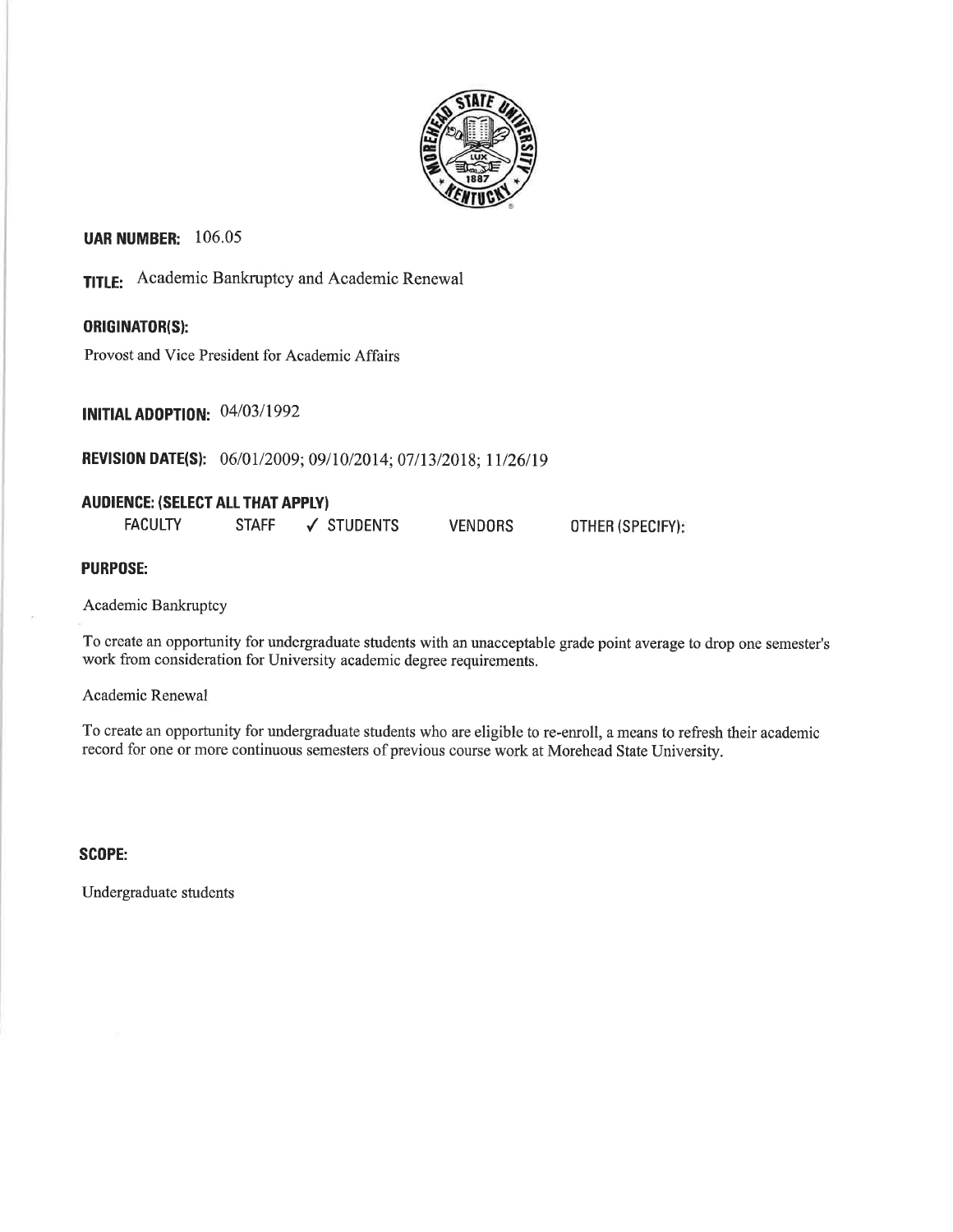**UAR NUMBER:** 106.05

**TITLE:** Academic Bankruptcy and Academic Renewal

**ORIGINATOR(S):**

Provost and Vice President for Academic Affairs

**INITIAL ADOPTION:** 04/03/1992

**REVISION DATE(S):** 06/01/2009; 09/10/2014; 07/13/2018; 11/26/19

**AUDIENCE: (SELECT ALL THAT APPLY)**

FACULTY STAFF ✓ STUDENTS VENDORS OTHER (SPECIFY):

**PURPOSE:**

Academic Bankruptcy

To create an opportunity for undergraduate students with an unacceptable grade point average to drop one semester's work from consideration for University academic degree requirements.

Academic Renewal

To create an opportunity for undergraduate students who are eligible to re-enroll, a means to refresh their academic record for one or more continuous semesters of previous course work at Morehead State University.

**SCOPE:**

Undergraduate students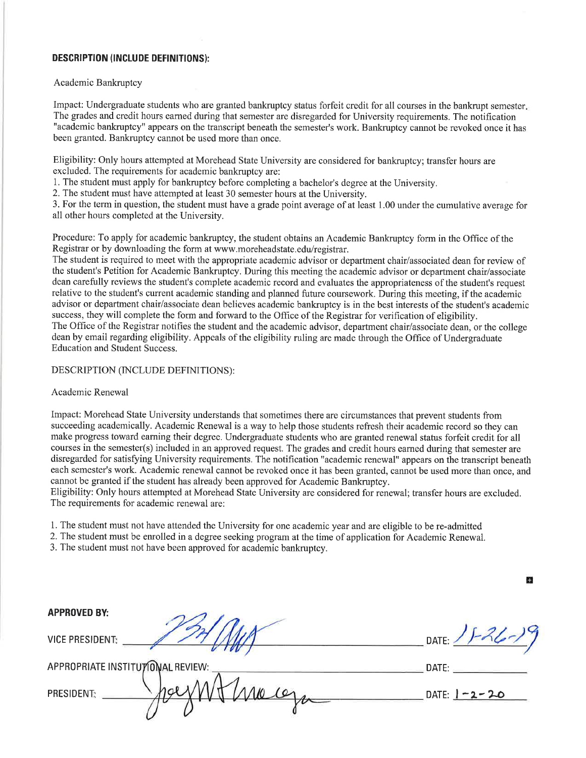**DESCRIPTION (INCLUDE DEFINITIONS):**

Academic Bankruptcy

Impact: Undergraduate students who are granted bankruptcy status forfeit credit for all courses in the bankrupt semester. The grades and credit hours earned during that semester are disregarded for University requirements. The notification "academic bankruptcy" appears on the transcript beneath the semester's work. Bankruptcy cannot be revoked once it has been granted. Bankruptcy cannot be used more than once.

Eligibility: Only hours attempted at Morehead State University are considered for bankruptcy; transfer hours are excluded. The requirements for academic bankruptcy are:

1. The student must apply for bankruptcy before completing a bachelor's degree at the University.
2. The student must have attempted at least 30 semester hours at the University.
3. For the term in question, the student must have a grade point average of at least 1.00 under the cumulative average for all other hours completed at the University.

Procedure: To apply for academic bankruptcy, the student obtains an Academic Bankruptcy form in the Office of the Registrar or by downloading the form at www.moreheadstate.edu/registrar.

The student is required to meet with the appropriate academic advisor or department chair/associated dean for review of the student's Petition for Academic Bankruptcy. During this meeting the academic advisor or department chair/associate dean carefully reviews the student's complete academic record and evaluates the appropriateness of the student's request relative to the student's current academic standing and planned future coursework. During this meeting, if the academic advisor or department chair/associate dean believes academic bankruptcy is in the best interests of the student's academic success, they will complete the form and forward to the Office of the Registrar for verification of eligibility.

The Office of the Registrar notifies the student and the academic advisor, department chair/associate dean, or the college dean by email regarding eligibility. Appeals of the eligibility ruling are made through the Office of Undergraduate Education and Student Success.

DESCRIPTION (INCLUDE DEFINITIONS):

Academic Renewal

Impact: Morehead State University understands that sometimes there are circumstances that prevent students from succeeding academically. Academic Renewal is a way to help those students refresh their academic record so they can make progress toward earning their degree. Undergraduate students who are granted renewal status forfeit credit for all courses in the semester(s) included in an approved request. The grades and credit hours earned during that semester are disregarded for satisfying University requirements. The notification "academic renewal" appears on the transcript beneath each semester's work. Academic renewal cannot be revoked once it has been granted, cannot be used more than once, and cannot be granted if the student has already been approved for Academic Bankruptcy.

Eligibility: Only hours attempted at Morehead State University are considered for renewal; transfer hours are excluded. The requirements for academic renewal are:

1. The student must not have attended the University for one academic year and are eligible to be re-admitted
2. The student must be enrolled in a degree seeking program at the time of application for Academic Renewal.
3. The student must not have been approved for academic bankruptcy.

**APPROVED BY:**

VICE PRESIDENT: [signature] DATE: 11-26-19

APPROPRIATE INSTITUTIONAL REVIEW: ____________________ DATE: __________

PRESIDENT: [signature] DATE: 1-2-20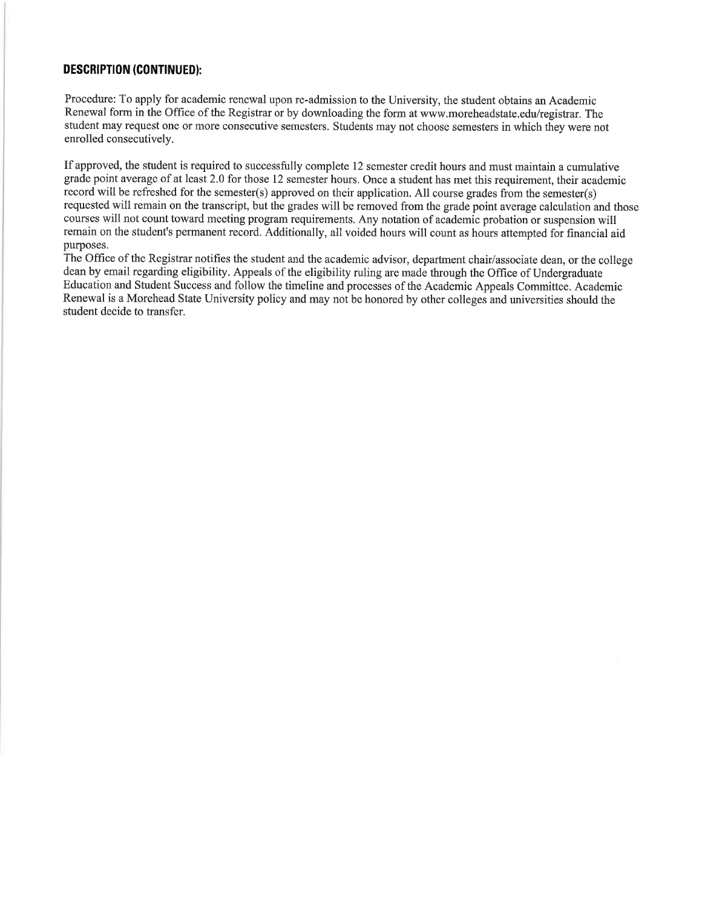### DESCRIPTION (CONTINUED):

Procedure: To apply for academic renewal upon re-admission to the University, the student obtains an Academic Renewal form in the Office of the Registrar or by downloading the form at www.moreheadstate.edu/registrar. The student may request one or more consecutive semesters. Students may not choose semesters in which they were not enrolled consecutively.

If approved, the student is required to successfully complete 12 semester credit hours and must maintain a cumulative grade point average of at least 2.0 for those 12 semester hours. Once a student has met this requirement, their academic record will be refreshed for the semester(s) approved on their application. All course grades from the semester(s) requested will remain on the transcript, but the grades will be removed from the grade point average calculation and those courses will not count toward meeting program requirements. Any notation of academic probation or suspension will remain on the student's permanent record. Additionally, all voided hours will count as hours attempted for financial aid purposes.

The Office of the Registrar notifies the student and the academic advisor, department chair/associate dean, or the college dean by email regarding eligibility. Appeals of the eligibility ruling are made through the Office of Undergraduate Education and Student Success and follow the timeline and processes of the Academic Appeals Committee. Academic Renewal is a Morehead State University policy and may not be honored by other colleges and universities should the student decide to transfer.